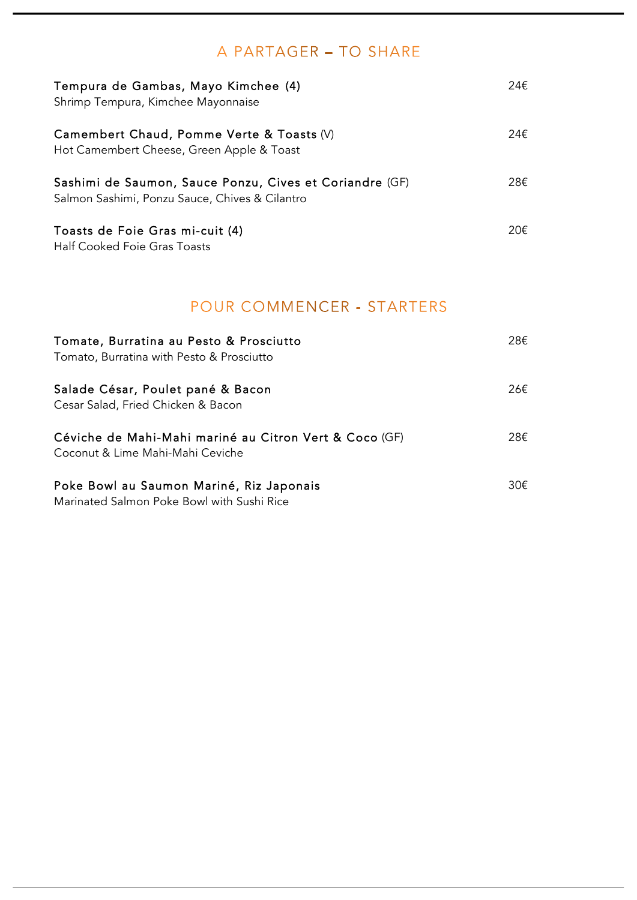## A PARTAGER – TO SHARE

**Tempura de Gambas, Mayo Kimchee (4)** 24€
Shrimp Tempura, Kimchee Mayonnaise

**Camembert Chaud, Pomme Verte & Toasts** (V) 24€
Hot Camembert Cheese, Green Apple & Toast

**Sashimi de Saumon, Sauce Ponzu, Cives et Coriandre** (GF) 28€
Salmon Sashimi, Ponzu Sauce, Chives & Cilantro

**Toasts de Foie Gras mi-cuit (4)** 20€
Half Cooked Foie Gras Toasts

## POUR COMMENCER - STARTERS

**Tomate, Burratina au Pesto & Prosciutto** 28€
Tomato, Burratina with Pesto & Prosciutto

**Salade César, Poulet pané & Bacon** 26€
Cesar Salad, Fried Chicken & Bacon

**Céviche de Mahi-Mahi mariné au Citron Vert & Coco** (GF) 28€
Coconut & Lime Mahi-Mahi Ceviche

**Poke Bowl au Saumon Mariné, Riz Japonais** 30€
Marinated Salmon Poke Bowl with Sushi Rice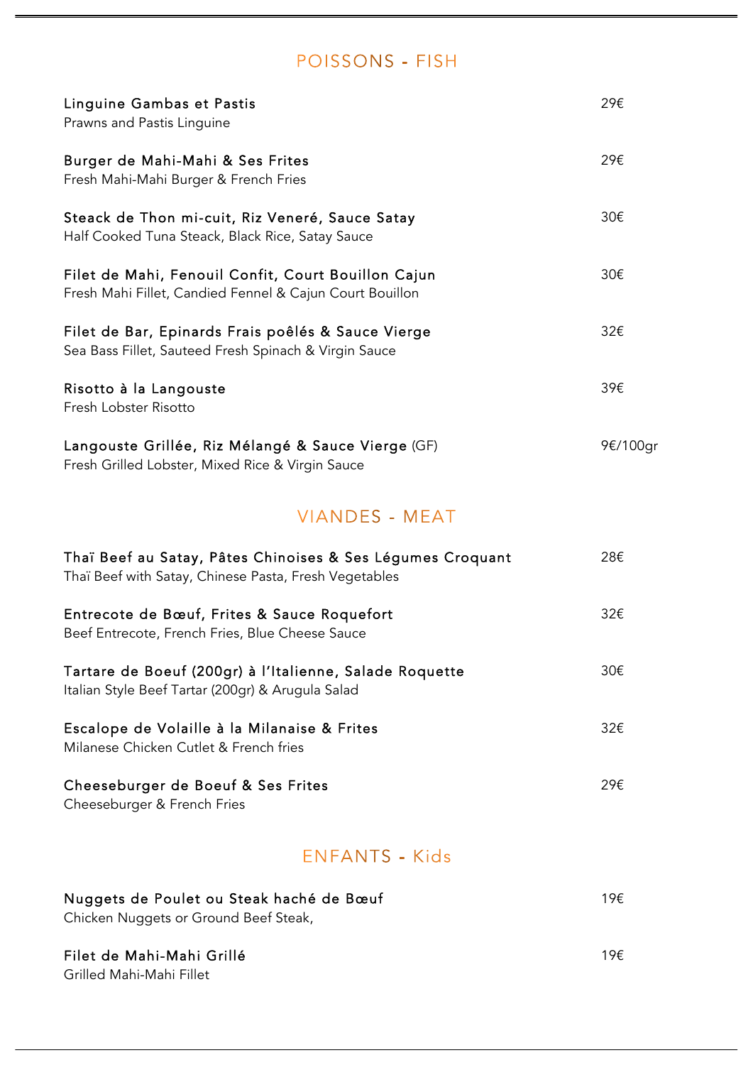## POISSONS - FISH

| | |
|---|---|
| **Linguine Gambas et Pastis**<br>Prawns and Pastis Linguine | 29€ |
| **Burger de Mahi-Mahi & Ses Frites**<br>Fresh Mahi-Mahi Burger & French Fries | 29€ |
| **Steack de Thon mi-cuit, Riz Veneré, Sauce Satay**<br>Half Cooked Tuna Steack, Black Rice, Satay Sauce | 30€ |
| **Filet de Mahi, Fenouil Confit, Court Bouillon Cajun**<br>Fresh Mahi Fillet, Candied Fennel & Cajun Court Bouillon | 30€ |
| **Filet de Bar, Epinards Frais poêlés & Sauce Vierge**<br>Sea Bass Fillet, Sauteed Fresh Spinach & Virgin Sauce | 32€ |
| **Risotto à la Langouste**<br>Fresh Lobster Risotto | 39€ |
| **Langouste Grillée, Riz Mélangé & Sauce Vierge** (GF)<br>Fresh Grilled Lobster, Mixed Rice & Virgin Sauce | 9€/100gr |

## VIANDES - MEAT

| | |
|---|---|
| **Thaï Beef au Satay, Pâtes Chinoises & Ses Légumes Croquant**<br>Thaï Beef with Satay, Chinese Pasta, Fresh Vegetables | 28€ |
| **Entrecote de Bœuf, Frites & Sauce Roquefort**<br>Beef Entrecote, French Fries, Blue Cheese Sauce | 32€ |
| **Tartare de Boeuf (200gr) à l'Italienne, Salade Roquette**<br>Italian Style Beef Tartar (200gr) & Arugula Salad | 30€ |
| **Escalope de Volaille à la Milanaise & Frites**<br>Milanese Chicken Cutlet & French fries | 32€ |
| **Cheeseburger de Boeuf & Ses Frites**<br>Cheeseburger & French Fries | 29€ |

## ENFANTS - Kids

| | |
|---|---|
| **Nuggets de Poulet ou Steak haché de Bœuf**<br>Chicken Nuggets or Ground Beef Steak, | 19€ |
| **Filet de Mahi-Mahi Grillé**<br>Grilled Mahi-Mahi Fillet | 19€ |